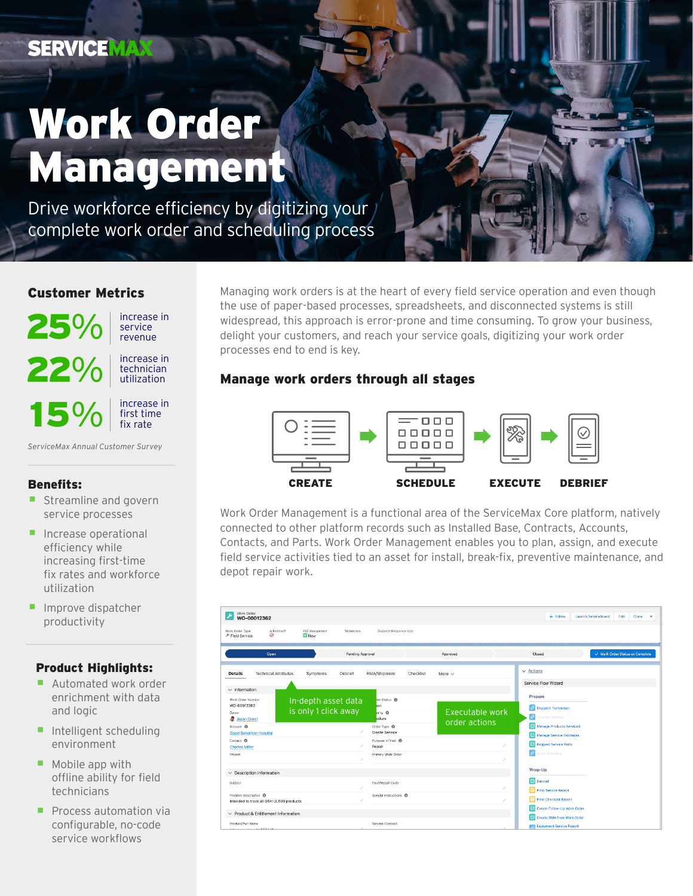SERVICEMAX

# Work Order Management

Drive workforce efficiency by digitizing your complete work order and scheduling process

## Customer Metrics

**25%** increase in service revenue

**22%** increase in technician utilization

**15%** increase in first time fix rate

*ServiceMax Annual Customer Survey*

## Benefits:

- Streamline and govern service processes
- Increase operational efficiency while increasing first-time fix rates and workforce utilization
- Improve dispatcher productivity

## Product Highlights:

- Automated work order enrichment with data and logic
- Intelligent scheduling environment
- Mobile app with offline ability for field technicians
- Process automation via configurable, no-code service workflows

Managing work orders is at the heart of every field service operation and even though the use of paper-based processes, spreadsheets, and disconnected systems is still widespread, this approach is error-prone and time consuming. To grow your business, delight your customers, and reach your service goals, digitizing your work order processes end to end is key.

## Manage work orders through all stages

CREATE → SCHEDULE → EXECUTE → DEBRIEF

Work Order Management is a functional area of the ServiceMax Core platform, natively connected to other platform records such as Installed Base, Contracts, Accounts, Contacts, and Parts. Work Order Management enables you to plan, assign, and execute field service activities tied to an asset for install, break-fix, preventive maintenance, and depot repair work.

In-depth asset data is only 1 click away

Executable work order actions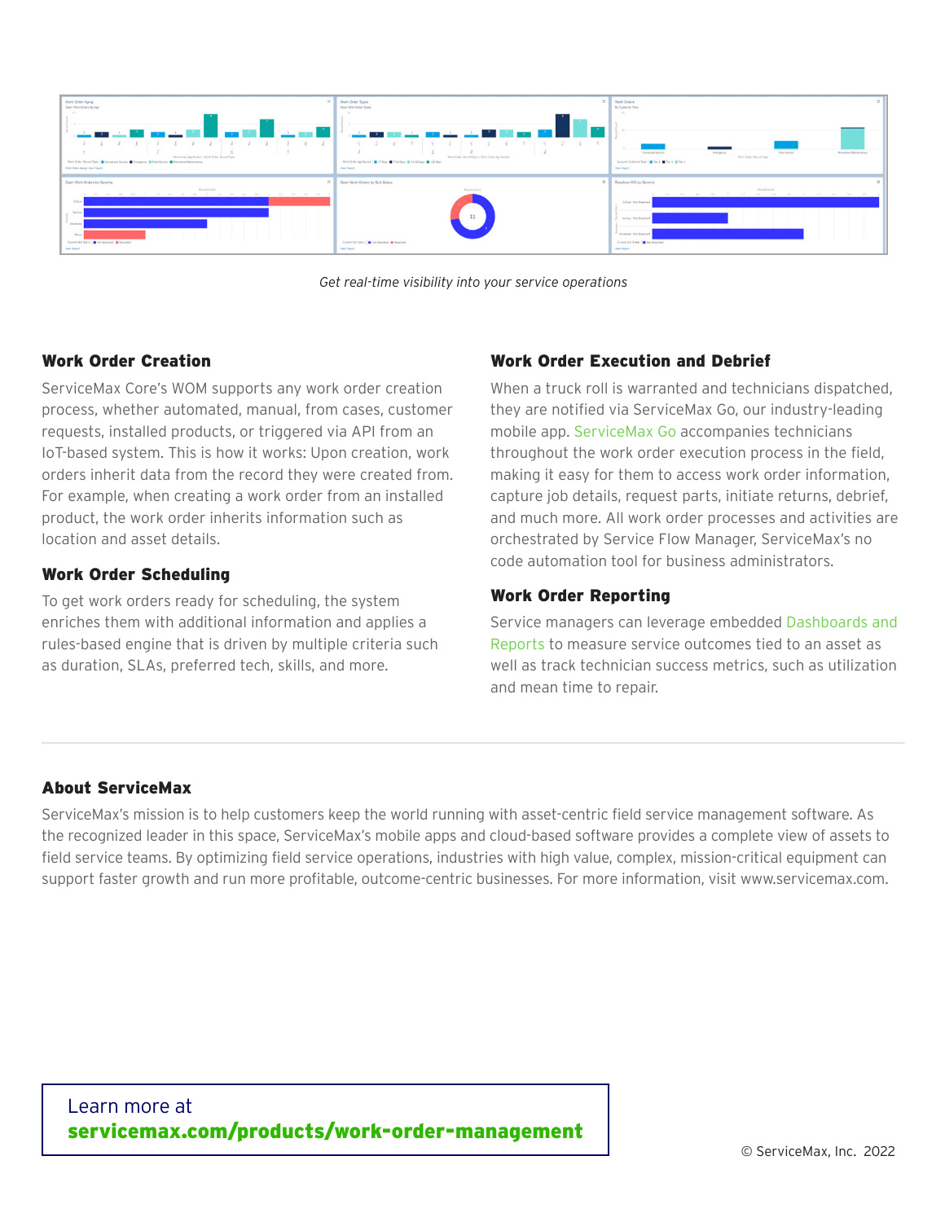*Get real-time visibility into your service operations*

## Work Order Creation

ServiceMax Core's WOM supports any work order creation process, whether automated, manual, from cases, customer requests, installed products, or triggered via API from an IoT-based system. This is how it works: Upon creation, work orders inherit data from the record they were created from. For example, when creating a work order from an installed product, the work order inherits information such as location and asset details.

## Work Order Scheduling

To get work orders ready for scheduling, the system enriches them with additional information and applies a rules-based engine that is driven by multiple criteria such as duration, SLAs, preferred tech, skills, and more.

## Work Order Execution and Debrief

When a truck roll is warranted and technicians dispatched, they are notified via ServiceMax Go, our industry-leading mobile app. ServiceMax Go accompanies technicians throughout the work order execution process in the field, making it easy for them to access work order information, capture job details, request parts, initiate returns, debrief, and much more. All work order processes and activities are orchestrated by Service Flow Manager, ServiceMax's no code automation tool for business administrators.

## Work Order Reporting

Service managers can leverage embedded Dashboards and Reports to measure service outcomes tied to an asset as well as track technician success metrics, such as utilization and mean time to repair.

---

## About ServiceMax

ServiceMax's mission is to help customers keep the world running with asset-centric field service management software. As the recognized leader in this space, ServiceMax's mobile apps and cloud-based software provides a complete view of assets to field service teams. By optimizing field service operations, industries with high value, complex, mission-critical equipment can support faster growth and run more profitable, outcome-centric businesses. For more information, visit www.servicemax.com.

Learn more at
**servicemax.com/products/work-order-management**

© ServiceMax, Inc. 2022